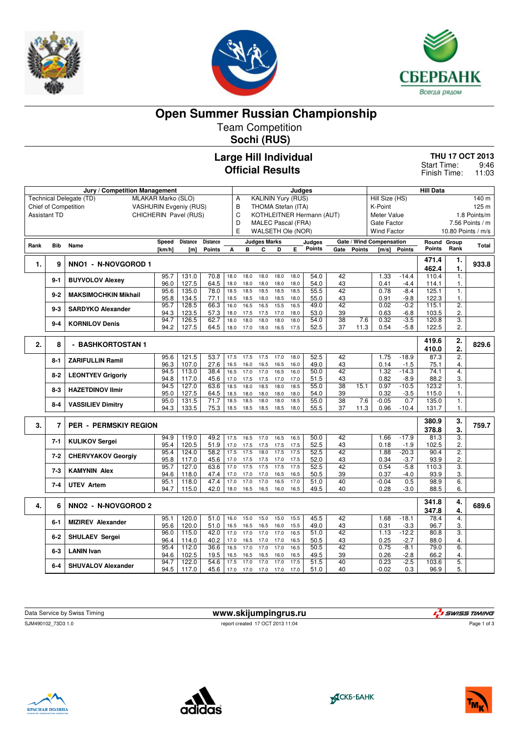# Open Summer Russian Championship

## Team Competition

## Sochi (RUS)

### Large Hill Individual
### Official Results

**THU 17 OCT 2013**
Start Time: 9:46
Finish Time: 11:03

| Jury / Competition Management | | Judges | | Hill Data | |
|---|---|---|---|---|---|
| Technical Delegate (TD) | MLAKAR Marko (SLO) | A | KALININ Yury (RUS) | Hill Size (HS) | 140 m |
| Chief of Competition | VASHURIN Evgeniy (RUS) | B | THOMA Stefan (ITA) | K-Point | 125 m |
| Assistant TD | CHICHERIN Pavel (RUS) | C | KOTHLEITNER Hermann (AUT) | Meter Value | 1.8 Points/m |
| | | D | MALEC Pascal (FRA) | Gate Factor | 7.56 Points / m |
| | | E | WALSETH Ole (NOR) | Wind Factor | 10.80 Points / m/s |

| Rank | Bib | Name | Speed [km/h] | Distance [m] | Distance Points | A | B | C | D | E | Judges Points | Gate | Gate Points | Wind [m/s] | Wind Points | Round Points | Group Rank | Total |
|---|---|---|---|---|---|---|---|---|---|---|---|---|---|---|---|---|---|---|
| 1. | 9 | NNO1 - N-NOVGOROD 1 | | | | | | | | | | | | | | 471.4 / 462.4 | 1. / 1. | 933.8 |
| | 9-1 | BUYVOLOV Alexey | 95.7 | 131.0 | 70.8 | 18.0 | 18.0 | 18.0 | 18.0 | 18.0 | 54.0 | 42 | | 1.33 | -14.4 | 110.4 | 1. | |
| | | | 96.0 | 127.5 | 64.5 | 18.0 | 18.0 | 18.0 | 18.0 | 18.0 | 54.0 | 43 | | 0.41 | -4.4 | 114.1 | 1. | |
| | 9-2 | MAKSIMOCHKIN Mikhail | 95.6 | 135.0 | 78.0 | 18.5 | 18.5 | 18.5 | 18.5 | 18.5 | 55.5 | 42 | | 0.78 | -8.4 | 125.1 | 1. | |
| | | | 95.8 | 134.5 | 77.1 | 18.5 | 18.5 | 18.0 | 18.5 | 18.0 | 55.0 | 43 | | 0.91 | -9.8 | 122.3 | 1. | |
| | 9-3 | SARDYKO Alexander | 95.7 | 128.5 | 66.3 | 16.0 | 16.5 | 16.5 | 15.5 | 16.5 | 49.0 | 42 | | 0.02 | -0.2 | 115.1 | 2. | |
| | | | 94.3 | 123.5 | 57.3 | 18.0 | 17.5 | 17.5 | 17.0 | 18.0 | 53.0 | 39 | | 0.63 | -6.8 | 103.5 | 2. | |
| | 9-4 | KORNILOV Denis | 94.7 | 126.5 | 62.7 | 18.0 | 18.0 | 18.0 | 18.0 | 18.0 | 54.0 | 38 | 7.6 | 0.32 | -3.5 | 120.8 | 3. | |
| | | | 94.2 | 127.5 | 64.5 | 18.0 | 17.0 | 18.0 | 16.5 | 17.5 | 52.5 | 37 | 11.3 | 0.54 | -5.8 | 122.5 | 2. | |
| 2. | 8 | - BASHKORTOSTAN 1 | | | | | | | | | | | | | | 419.6 / 410.0 | 2. / 2. | 829.6 |
| | 8-1 | ZARIFULLIN Ramil | 95.6 | 121.5 | 53.7 | 17.5 | 17.5 | 17.5 | 17.0 | 18.0 | 52.5 | 42 | | 1.75 | -18.9 | 87.3 | 2. | |
| | | | 96.3 | 107.0 | 27.6 | 16.5 | 16.0 | 16.5 | 16.5 | 16.0 | 49.0 | 43 | | 0.14 | -1.5 | 75.1 | 4. | |
| | 8-2 | LEONTYEV Grigoriy | 94.5 | 113.0 | 38.4 | 16.5 | 17.0 | 17.0 | 16.5 | 16.5 | 50.0 | 42 | | 1.32 | -14.3 | 74.1 | 4. | |
| | | | 94.8 | 117.0 | 45.6 | 17.0 | 17.5 | 17.5 | 17.0 | 17.0 | 51.5 | 43 | | 0.82 | -8.9 | 88.2 | 3. | |
| | 8-3 | HAZETDINOV Ilmir | 94.5 | 127.0 | 63.6 | 18.5 | 18.0 | 18.5 | 18.0 | 18.5 | 55.0 | 38 | 15.1 | 0.97 | -10.5 | 123.2 | 1. | |
| | | | 95.0 | 127.5 | 64.5 | 18.5 | 18.0 | 18.0 | 18.0 | 18.0 | 54.0 | 39 | | 0.32 | -3.5 | 115.0 | 1. | |
| | 8-4 | VASSILIEV Dimitry | 95.0 | 131.5 | 71.7 | 18.5 | 18.5 | 18.0 | 18.0 | 18.5 | 55.0 | 38 | 7.6 | -0.05 | 0.7 | 135.0 | 1. | |
| | | | 94.3 | 133.5 | 75.3 | 18.5 | 18.5 | 18.5 | 18.5 | 18.0 | 55.5 | 37 | 11.3 | 0.96 | -10.4 | 131.7 | 1. | |
| 3. | 7 | PER - PERMSKIY REGION | | | | | | | | | | | | | | 380.9 / 378.8 | 3. / 3. | 759.7 |
| | 7-1 | KULIKOV Sergei | 94.9 | 119.0 | 49.2 | 17.5 | 16.5 | 17.0 | 16.5 | 16.5 | 50.0 | 42 | | 1.66 | -17.9 | 81.3 | 3. | |
| | | | 95.4 | 120.5 | 51.9 | 17.0 | 17.5 | 17.5 | 17.5 | 17.5 | 52.5 | 43 | | 0.18 | -1.9 | 102.5 | 2. | |
| | 7-2 | CHERVYAKOV Georgiy | 95.4 | 124.0 | 58.2 | 17.5 | 17.5 | 18.0 | 17.5 | 17.5 | 52.5 | 42 | | 1.88 | -20.3 | 90.4 | 2. | |
| | | | 95.8 | 117.0 | 45.6 | 17.0 | 17.5 | 17.5 | 17.0 | 17.5 | 52.0 | 43 | | 0.34 | -3.7 | 93.9 | 2. | |
| | 7-3 | KAMYNIN Alex | 95.7 | 127.0 | 63.6 | 17.0 | 17.5 | 17.5 | 17.5 | 17.5 | 52.5 | 42 | | 0.54 | -5.8 | 110.3 | 3. | |
| | | | 94.6 | 118.0 | 47.4 | 17.0 | 17.0 | 17.0 | 16.5 | 16.5 | 50.5 | 39 | | 0.37 | -4.0 | 93.9 | 3. | |
| | 7-4 | UTEV Artem | 95.1 | 118.0 | 47.4 | 17.0 | 17.0 | 17.0 | 16.5 | 17.0 | 51.0 | 40 | | -0.04 | 0.5 | 98.9 | 6. | |
| | | | 94.7 | 115.0 | 42.0 | 18.0 | 16.5 | 16.5 | 16.0 | 16.5 | 49.5 | 40 | | 0.28 | -3.0 | 88.5 | 6. | |
| 4. | 6 | NNO2 - N-NOVGOROD 2 | | | | | | | | | | | | | | 341.8 / 347.8 | 4. / 4. | 689.6 |
| | 6-1 | MIZIREV Alexander | 95.1 | 120.0 | 51.0 | 16.0 | 15.0 | 15.0 | 15.0 | 15.5 | 45.5 | 42 | | 1.68 | -18.1 | 78.4 | 4. | |
| | | | 95.6 | 120.0 | 51.0 | 16.5 | 16.5 | 16.5 | 16.0 | 15.5 | 49.0 | 43 | | 0.31 | -3.3 | 96.7 | 3. | |
| | 6-2 | SHULAEV Sergei | 96.0 | 115.0 | 42.0 | 17.0 | 17.0 | 17.0 | 17.0 | 16.5 | 51.0 | 42 | | 1.13 | -12.2 | 80.8 | 3. | |
| | | | 96.4 | 114.0 | 40.2 | 17.0 | 16.5 | 17.0 | 17.0 | 16.5 | 50.5 | 43 | | 0.25 | -2.7 | 88.0 | 4. | |
| | 6-3 | LANIN Ivan | 95.4 | 112.0 | 36.6 | 16.5 | 17.0 | 17.0 | 17.0 | 16.5 | 50.5 | 42 | | 0.75 | -8.1 | 79.0 | 6. | |
| | | | 94.6 | 102.5 | 19.5 | 16.5 | 16.5 | 16.5 | 16.0 | 16.5 | 49.5 | 39 | | 0.26 | -2.8 | 66.2 | 4. | |
| | 6-4 | SHUVALOV Alexander | 94.7 | 122.0 | 54.6 | 17.5 | 17.0 | 17.0 | 17.0 | 17.5 | 51.5 | 40 | | 0.23 | -2.5 | 103.6 | 5. | |
| | | | 94.5 | 117.0 | 45.6 | 17.0 | 17.0 | 17.0 | 17.0 | 17.0 | 51.0 | 40 | | -0.02 | 0.3 | 96.9 | 5. | |

Data Service by Swiss Timing — www.skijumpingrus.ru

SJM490102_73D3 1.0 — report created 17 OCT 2013 11:04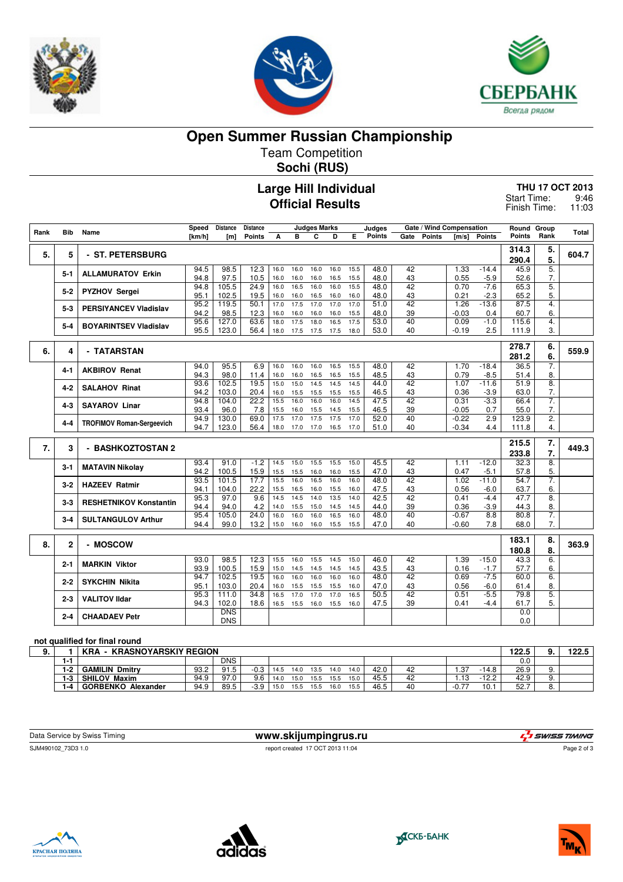# Open Summer Russian Championship

## Team Competition

### Sochi (RUS)

### Large Hill Individual
### Official Results

**THU 17 OCT 2013**
Start Time: 9:46
Finish Time: 11:03

| Rank | Bib | Name | Speed [km/h] | Distance [m] | Distance Points | A | B | C | D | E | Judges Points | Gate | Gate Points | [m/s] | Wind Points | Round Points | Group Rank | Total |
|---|---|---|---|---|---|---|---|---|---|---|---|---|---|---|---|---|---|---|
| 5. | 5 | - ST. PETERSBURG | | | | | | | | | | | | | | 314.3 / 290.4 | 5. / 5. | 604.7 |
| | 5-1 | ALLAMURATOV Erkin | 94.5 | 98.5 | 12.3 | 16.0 | 16.0 | 16.0 | 16.0 | 15.5 | 48.0 | 42 | | 1.33 | -14.4 | 45.9 | 5. | |
| | | | 94.8 | 97.5 | 10.5 | 16.0 | 16.0 | 16.0 | 16.5 | 15.5 | 48.0 | 43 | | 0.55 | -5.9 | 52.6 | 7. | |
| | 5-2 | PYZHOV Sergei | 94.8 | 105.5 | 24.9 | 16.0 | 16.5 | 16.0 | 16.0 | 15.5 | 48.0 | 42 | | 0.70 | -7.6 | 65.3 | 5. | |
| | | | 95.1 | 102.5 | 19.5 | 16.0 | 16.0 | 16.5 | 16.0 | 16.0 | 48.0 | 43 | | 0.21 | -2.3 | 65.2 | 5. | |
| | 5-3 | PERSIYANCEV Vladislav | 95.2 | 119.5 | 50.1 | 17.0 | 17.5 | 17.0 | 17.0 | 17.0 | 51.0 | 42 | | 1.26 | -13.6 | 87.5 | 4. | |
| | | | 94.2 | 98.5 | 12.3 | 16.0 | 16.0 | 16.0 | 16.0 | 15.5 | 48.0 | 39 | | -0.03 | 0.4 | 60.7 | 6. | |
| | 5-4 | BOYARINTSEV Vladislav | 95.6 | 127.0 | 63.6 | 18.0 | 17.5 | 18.0 | 16.5 | 17.5 | 53.0 | 40 | | 0.09 | -1.0 | 115.6 | 4. | |
| | | | 95.5 | 123.0 | 56.4 | 18.0 | 17.5 | 17.5 | 17.5 | 18.0 | 53.0 | 40 | | -0.19 | 2.5 | 111.9 | 3. | |
| 6. | 4 | - TATARSTAN | | | | | | | | | | | | | | 278.7 / 281.2 | 6. / 6. | 559.9 |
| | 4-1 | AKBIROV Renat | 94.0 | 95.5 | 6.9 | 16.0 | 16.0 | 16.0 | 16.5 | 15.5 | 48.0 | 42 | | 1.70 | -18.4 | 36.5 | 7. | |
| | | | 94.3 | 98.0 | 11.4 | 16.0 | 16.0 | 16.5 | 16.5 | 15.5 | 48.5 | 43 | | 0.79 | -8.5 | 51.4 | 8. | |
| | 4-2 | SALAHOV Rinat | 93.6 | 102.5 | 19.5 | 15.0 | 15.0 | 14.5 | 14.5 | 14.5 | 44.0 | 42 | | 1.07 | -11.6 | 51.9 | 8. | |
| | | | 94.2 | 103.0 | 20.4 | 16.0 | 15.5 | 15.5 | 15.5 | 15.5 | 46.5 | 43 | | 0.36 | -3.9 | 63.0 | 7. | |
| | 4-3 | SAYAROV Linar | 94.8 | 104.0 | 22.2 | 15.5 | 16.0 | 16.0 | 16.0 | 14.5 | 47.5 | 42 | | 0.31 | -3.3 | 66.4 | 7. | |
| | | | 93.4 | 96.0 | 7.8 | 15.5 | 16.0 | 15.5 | 14.5 | 15.5 | 46.5 | 39 | | -0.05 | 0.7 | 55.0 | 7. | |
| | 4-4 | TROFIMOV Roman-Sergeevich | 94.9 | 130.0 | 69.0 | 17.5 | 17.0 | 17.5 | 17.5 | 17.0 | 52.0 | 40 | | -0.22 | 2.9 | 123.9 | 2. | |
| | | | 94.7 | 123.0 | 56.4 | 18.0 | 17.0 | 17.0 | 16.5 | 17.0 | 51.0 | 40 | | -0.34 | 4.4 | 111.8 | 4. | |
| 7. | 3 | - BASHKOZTOSTAN 2 | | | | | | | | | | | | | | 215.5 / 233.8 | 7. / 7. | 449.3 |
| | 3-1 | MATAVIN Nikolay | 93.4 | 91.0 | -1.2 | 14.5 | 15.0 | 15.5 | 15.5 | 15.0 | 45.5 | 42 | | 1.11 | -12.0 | 32.3 | 8. | |
| | | | 94.2 | 100.5 | 15.9 | 15.5 | 15.5 | 16.0 | 16.0 | 15.5 | 47.0 | 43 | | 0.47 | -5.1 | 57.8 | 5. | |
| | 3-2 | HAZEEV Ratmir | 93.5 | 101.5 | 17.7 | 15.5 | 16.0 | 16.5 | 16.0 | 16.0 | 48.0 | 42 | | 1.02 | -11.0 | 54.7 | 7. | |
| | | | 94.1 | 104.0 | 22.2 | 15.5 | 16.5 | 16.0 | 15.5 | 16.0 | 47.5 | 43 | | 0.56 | -6.0 | 63.7 | 6. | |
| | 3-3 | RESHETNIKOV Konstantin | 95.3 | 97.0 | 9.6 | 14.5 | 14.5 | 14.0 | 13.5 | 14.0 | 42.5 | 42 | | 0.41 | -4.4 | 47.7 | 8. | |
| | | | 94.4 | 94.0 | 4.2 | 14.0 | 15.5 | 15.0 | 14.5 | 14.5 | 44.0 | 39 | | 0.36 | -3.9 | 44.3 | 8. | |
| | 3-4 | SULTANGULOV Arthur | 95.4 | 105.0 | 24.0 | 16.0 | 16.0 | 16.0 | 16.5 | 16.0 | 48.0 | 40 | | -0.67 | 8.8 | 80.8 | 7. | |
| | | | 94.4 | 99.0 | 13.2 | 15.0 | 16.0 | 16.0 | 15.5 | 15.5 | 47.0 | 40 | | -0.60 | 7.8 | 68.0 | 7. | |
| 8. | 2 | - MOSCOW | | | | | | | | | | | | | | 183.1 / 180.8 | 8. / 8. | 363.9 |
| | 2-1 | MARKIN Viktor | 93.0 | 98.5 | 12.3 | 15.5 | 16.0 | 15.5 | 14.5 | 15.0 | 46.0 | 42 | | 1.39 | -15.0 | 43.3 | 6. | |
| | | | 93.9 | 100.5 | 15.9 | 15.0 | 14.5 | 14.5 | 14.5 | 14.5 | 43.5 | 43 | | 0.16 | -1.7 | 57.7 | 6. | |
| | 2-2 | SYKCHIN Nikita | 94.7 | 102.5 | 19.5 | 16.0 | 16.0 | 16.5 | 16.0 | 16.0 | 48.0 | 42 | | 0.69 | -7.5 | 60.0 | 6. | |
| | | | 95.1 | 103.0 | 20.4 | 16.0 | 15.5 | 15.5 | 15.5 | 16.0 | 47.0 | 43 | | 0.56 | -6.0 | 61.4 | 8. | |
| | 2-3 | VALITOV Ildar | 95.3 | 111.0 | 34.8 | 16.5 | 17.0 | 17.0 | 17.0 | 16.5 | 50.5 | 42 | | 0.51 | -5.5 | 79.8 | 5. | |
| | | | 94.3 | 102.0 | 18.6 | 16.5 | 15.5 | 16.0 | 15.5 | 16.0 | 47.5 | 39 | | 0.41 | -4.4 | 61.7 | 5. | |
| | 2-4 | CHAADAEV Petr | | DNS | | | | | | | | | | | | 0.0 | | |
| | | | | DNS | | | | | | | | | | | | 0.0 | | |

**not qualified for final round**

| Rank | Bib | Name | Speed [km/h] | Distance [m] | Distance Points | A | B | C | D | E | Judges Points | Gate | Gate Points | [m/s] | Wind Points | Round Points | Group Rank | Total |
|---|---|---|---|---|---|---|---|---|---|---|---|---|---|---|---|---|---|---|
| 9. | 1 | KRA - KRASNOYARSKIY REGION | | | | | | | | | | | | | | 122.5 | 9. | 122.5 |
| | 1-1 | | | DNS | | | | | | | | | | | | 0.0 | | |
| | 1-2 | GAMILIN Dmitry | 93.2 | 91.5 | -0.3 | 14.5 | 14.0 | 13.5 | 14.0 | 14.0 | 42.0 | 42 | | 1.37 | -14.8 | 26.9 | 9. | |
| | 1-3 | SHILOV Maxim | 94.9 | 97.0 | 9.6 | 14.0 | 15.0 | 15.5 | 15.5 | 15.0 | 45.5 | 42 | | 1.13 | -12.2 | 42.9 | 9. | |
| | 1-4 | GORBENKO Alexander | 94.9 | 89.5 | -3.9 | 15.0 | 15.5 | 15.5 | 16.0 | 15.5 | 46.5 | 40 | | -0.77 | 10.1 | 52.7 | 8. | |

Data Service by Swiss Timing — www.skijumpingrus.ru

SJM490102_73D3 1.0 — report created 17 OCT 2013 11:04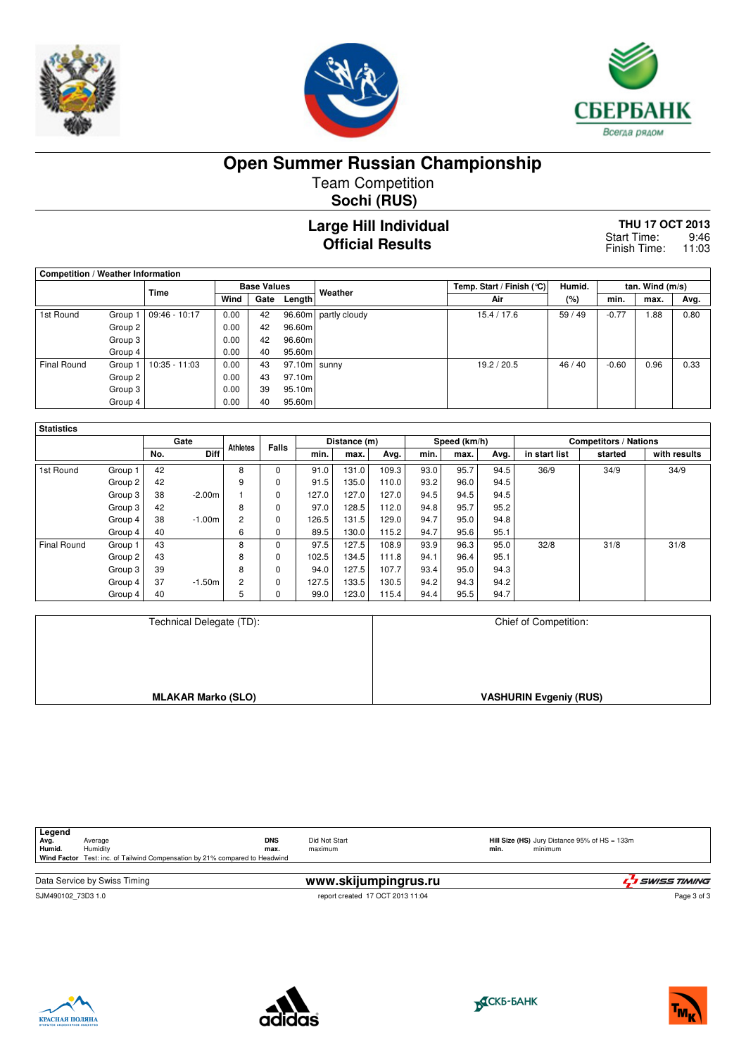# Open Summer Russian Championship

## Team Competition

## Sochi (RUS)

## Large Hill Individual
## Official Results

**THU 17 OCT 2013**
Start Time: 9:46
Finish Time: 11:03

**Competition / Weather Information**

| | | Time | Base Values | | | Weather | Temp. Start / Finish (°C) | Humid. | tan. Wind (m/s) | | |
|---|---|---|---|---|---|---|---|---|---|---|---|
| | | | Wind | Gate | Length | | Air | (%) | min. | max. | Avg. |
| 1st Round | Group 1 | 09:46 - 10:17 | 0.00 | 42 | 96.60m | partly cloudy | 15.4 / 17.6 | 59 / 49 | -0.77 | 1.88 | 0.80 |
| | Group 2 | | 0.00 | 42 | 96.60m | | | | | | |
| | Group 3 | | 0.00 | 42 | 96.60m | | | | | | |
| | Group 4 | | 0.00 | 40 | 95.60m | | | | | | |
| Final Round | Group 1 | 10:35 - 11:03 | 0.00 | 43 | 97.10m | sunny | 19.2 / 20.5 | 46 / 40 | -0.60 | 0.96 | 0.33 |
| | Group 2 | | 0.00 | 43 | 97.10m | | | | | | |
| | Group 3 | | 0.00 | 39 | 95.10m | | | | | | |
| | Group 4 | | 0.00 | 40 | 95.60m | | | | | | |

**Statistics**

| | | Gate | | Athletes | Falls | Distance (m) | | | Speed (km/h) | | | Competitors / Nations | | |
|---|---|---|---|---|---|---|---|---|---|---|---|---|---|---|
| | | No. | Diff | | | min. | max. | Avg. | min. | max. | Avg. | in start list | started | with results |
| 1st Round | Group 1 | 42 | | 8 | 0 | 91.0 | 131.0 | 109.3 | 93.0 | 95.7 | 94.5 | 36/9 | 34/9 | 34/9 |
| | Group 2 | 42 | | 9 | 0 | 91.5 | 135.0 | 110.0 | 93.2 | 96.0 | 94.5 | | | |
| | Group 3 | 38 | -2.00m | 1 | 0 | 127.0 | 127.0 | 127.0 | 94.5 | 94.5 | 94.5 | | | |
| | Group 3 | 42 | | 8 | 0 | 97.0 | 128.5 | 112.0 | 94.8 | 95.7 | 95.2 | | | |
| | Group 4 | 38 | -1.00m | 2 | 0 | 126.5 | 131.5 | 129.0 | 94.7 | 95.0 | 94.8 | | | |
| | Group 4 | 40 | | 6 | 0 | 89.5 | 130.0 | 115.2 | 94.7 | 95.6 | 95.1 | | | |
| Final Round | Group 1 | 43 | | 8 | 0 | 97.5 | 127.5 | 108.9 | 93.9 | 96.3 | 95.0 | 32/8 | 31/8 | 31/8 |
| | Group 2 | 43 | | 8 | 0 | 102.5 | 134.5 | 111.8 | 94.1 | 96.4 | 95.1 | | | |
| | Group 3 | 39 | | 8 | 0 | 94.0 | 127.5 | 107.7 | 93.4 | 95.0 | 94.3 | | | |
| | Group 4 | 37 | -1.50m | 2 | 0 | 127.5 | 133.5 | 130.5 | 94.2 | 94.3 | 94.2 | | | |
| | Group 4 | 40 | | 5 | 0 | 99.0 | 123.0 | 115.4 | 94.4 | 95.5 | 94.7 | | | |

| Technical Delegate (TD): | Chief of Competition: |
|---|---|
| **MLAKAR Marko (SLO)** | **VASHURIN Evgeniy (RUS)** |

**Legend**

| | | | | | |
|---|---|---|---|---|---|
| **Avg.** | Average | **DNS** | Did Not Start | **Hill Size (HS)** | Jury Distance 95% of HS = 133m |
| **Humid.** | Humidity | **max.** | maximum | **min.** | minimum |
| **Wind Factor** | Test: inc. of Tailwind Compensation by 21% compared to Headwind | | | | |

Data Service by Swiss Timing — www.skijumpingrus.ru

SJM490102_73D3 1.0 — report created 17 OCT 2013 11:04